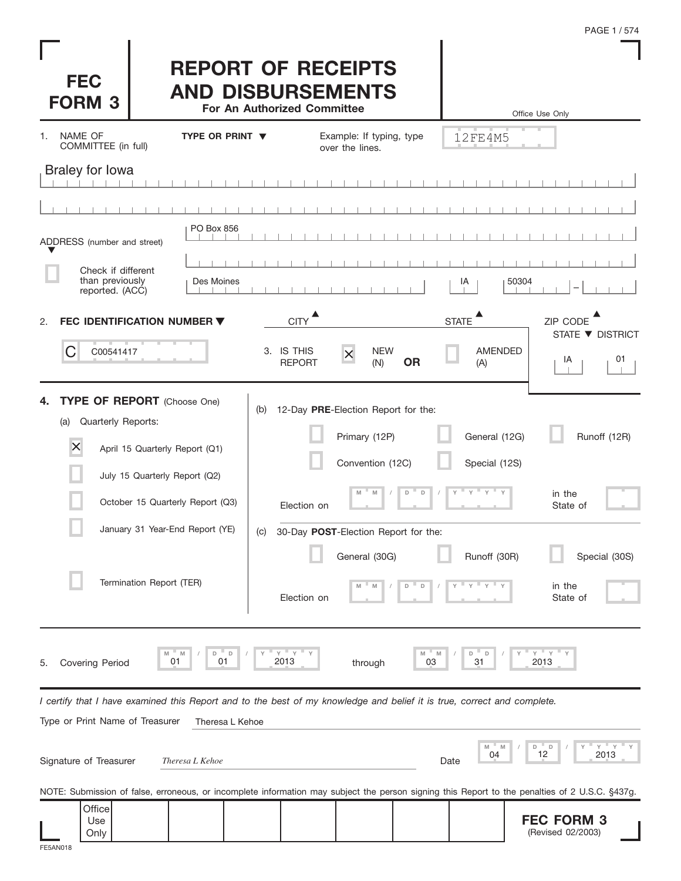# FEC FORM 3

## REPORT OF RECEIPTS AND DISBURSEMENTS

**For An Authorized Committee**

Office Use Only

12FE4M5

1. NAME OF COMMITTEE (in full) **TYPE OR PRINT ▼** Example: If typing, type over the lines.

Braley for Iowa

ADDRESS (number and street) PO Box 856

☐ Check if different than previously reported. (ACC)

Des Moines | IA | 50304

CITY ▲ STATE ▲ ZIP CODE ▲

2. **FEC IDENTIFICATION NUMBER ▼**

C C00541417

3. IS THIS REPORT ☒ NEW (N) **OR** ☐ AMENDED (A)

STATE ▼ DISTRICT: IA 01

4. **TYPE OF REPORT** (Choose One)

(a) Quarterly Reports:

- ☒ April 15 Quarterly Report (Q1)
- ☐ July 15 Quarterly Report (Q2)
- ☐ October 15 Quarterly Report (Q3)
- ☐ January 31 Year-End Report (YE)
- ☐ Termination Report (TER)

(b) 12-Day **PRE**-Election Report for the:

- ☐ Primary (12P)
- ☐ General (12G)
- ☐ Runoff (12R)
- ☐ Convention (12C)
- ☐ Special (12S)

Election on MM / DD / YYYY in the State of

(c) 30-Day **POST**-Election Report for the:

- ☐ General (30G)
- ☐ Runoff (30R)
- ☐ Special (30S)

Election on MM / DD / YYYY in the State of

5. Covering Period 01 / 01 / 2013 through 03 / 31 / 2013

*I certify that I have examined this Report and to the best of my knowledge and belief it is true, correct and complete.*

Type or Print Name of Treasurer: Theresa L Kehoe

Signature of Treasurer: *Theresa L Kehoe*    Date: 04 / 12 / 2013

NOTE: Submission of false, erroneous, or incomplete information may subject the person signing this Report to the penalties of 2 U.S.C. §437g.

Office Use Only

**FEC FORM 3** (Revised 02/2003)

FE5AN018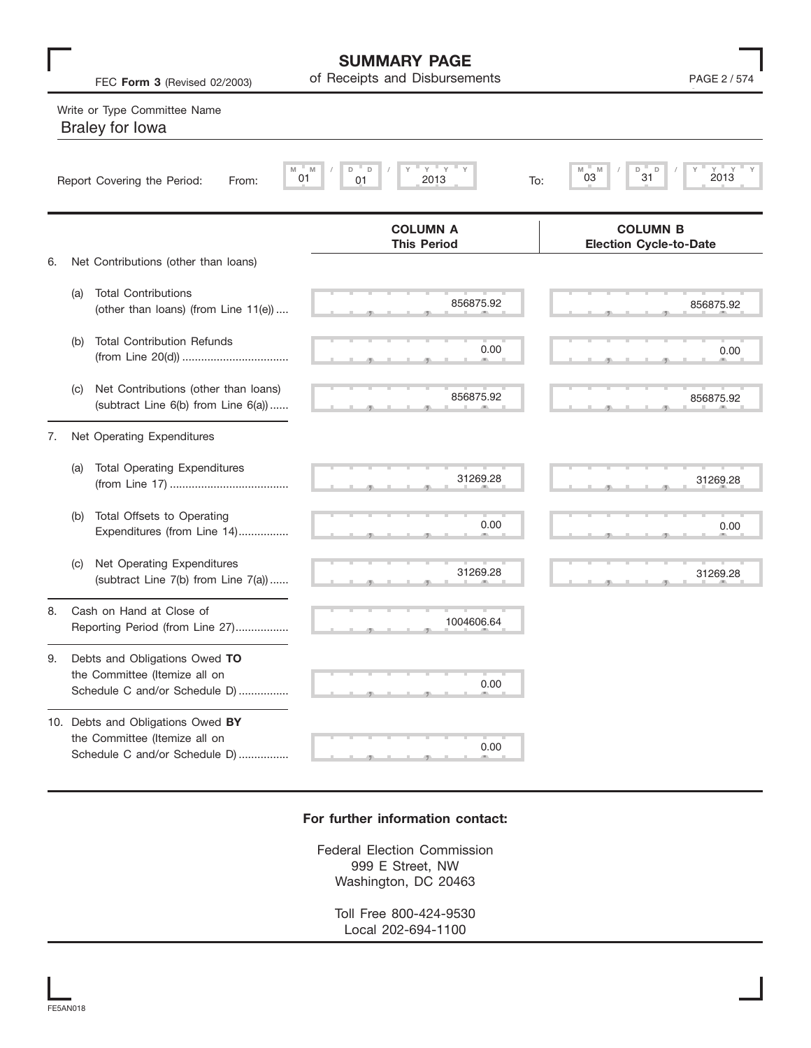# SUMMARY PAGE
## of Receipts and Disbursements

FEC **Form 3** (Revised 02/2003)

Write or Type Committee Name

Braley for Iowa

Report Covering the Period: From: 01 / 01 / 2013 To: 03 / 31 / 2013

| | COLUMN A<br>This Period | COLUMN B<br>Election Cycle-to-Date |
|---|---|---|
| 6. Net Contributions (other than loans) | | |
| (a) Total Contributions (other than loans) (from Line 11(e)) .... | 856875.92 | 856875.92 |
| (b) Total Contribution Refunds (from Line 20(d)) .................................. | 0.00 | 0.00 |
| (c) Net Contributions (other than loans) (subtract Line 6(b) from Line 6(a)) ...... | 856875.92 | 856875.92 |
| 7. Net Operating Expenditures | | |
| (a) Total Operating Expenditures (from Line 17) ...................................... | 31269.28 | 31269.28 |
| (b) Total Offsets to Operating Expenditures (from Line 14)................ | 0.00 | 0.00 |
| (c) Net Operating Expenditures (subtract Line 7(b) from Line 7(a)) ...... | 31269.28 | 31269.28 |
| 8. Cash on Hand at Close of Reporting Period (from Line 27)................. | 1004606.64 | |
| 9. Debts and Obligations Owed **TO** the Committee (Itemize all on Schedule C and/or Schedule D) ................ | 0.00 | |
| 10. Debts and Obligations Owed **BY** the Committee (Itemize all on Schedule C and/or Schedule D) ................ | 0.00 | |

**For further information contact:**

Federal Election Commission
999 E Street, NW
Washington, DC 20463

Toll Free 800-424-9530
Local 202-694-1100

FE5AN018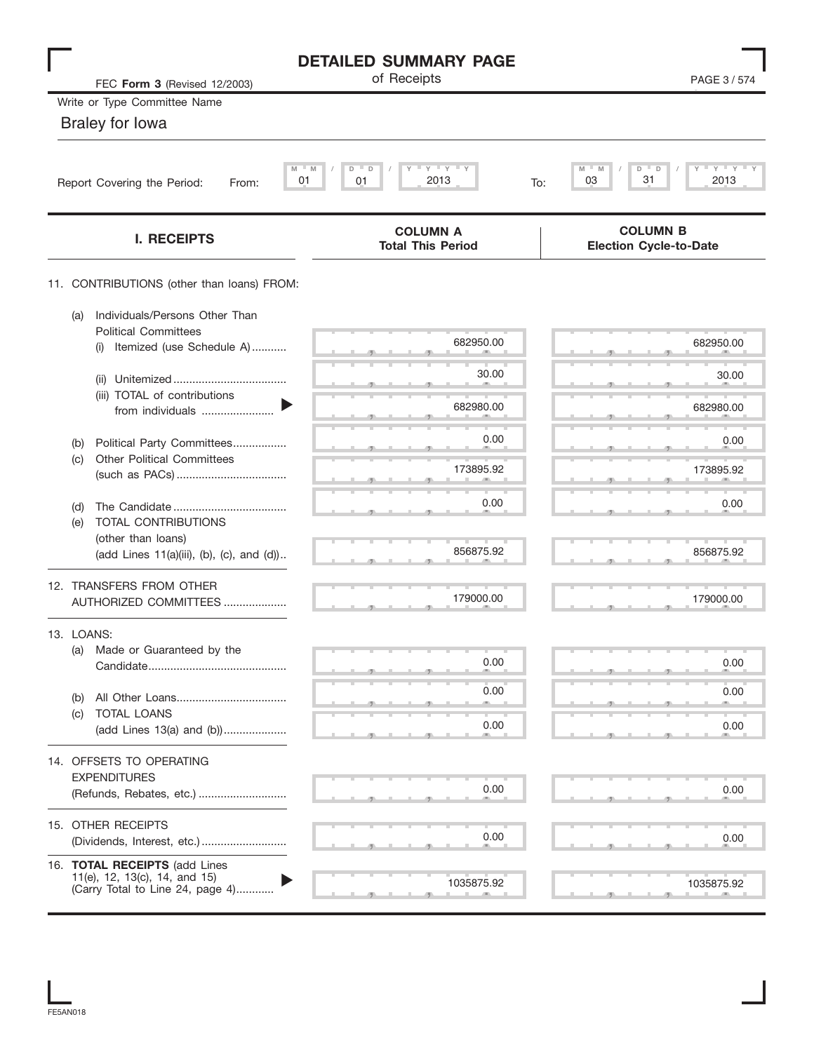# DETAILED SUMMARY PAGE

of Receipts

FEC **Form 3** (Revised 12/2003)

Write or Type Committee Name

Braley for Iowa

Report Covering the Period: From: 01 / 01 / 2013 To: 03 / 31 / 2013

| I. RECEIPTS | COLUMN A Total This Period | COLUMN B Election Cycle-to-Date |
|---|---|---|
| 11. CONTRIBUTIONS (other than loans) FROM: | | |
| (a) Individuals/Persons Other Than Political Committees (i) Itemized (use Schedule A) | 682950.00 | 682950.00 |
| (ii) Unitemized | 30.00 | 30.00 |
| (iii) TOTAL of contributions from individuals | 682980.00 | 682980.00 |
| (b) Political Party Committees | 0.00 | 0.00 |
| (c) Other Political Committees (such as PACs) | 173895.92 | 173895.92 |
| (d) The Candidate | 0.00 | 0.00 |
| (e) TOTAL CONTRIBUTIONS (other than loans) (add Lines 11(a)(iii), (b), (c), and (d)) | 856875.92 | 856875.92 |
| 12. TRANSFERS FROM OTHER AUTHORIZED COMMITTEES | 179000.00 | 179000.00 |
| 13. LOANS: | | |
| (a) Made or Guaranteed by the Candidate | 0.00 | 0.00 |
| (b) All Other Loans | 0.00 | 0.00 |
| (c) TOTAL LOANS (add Lines 13(a) and (b)) | 0.00 | 0.00 |
| 14. OFFSETS TO OPERATING EXPENDITURES (Refunds, Rebates, etc.) | 0.00 | 0.00 |
| 15. OTHER RECEIPTS (Dividends, Interest, etc.) | 0.00 | 0.00 |
| 16. **TOTAL RECEIPTS** (add Lines 11(e), 12, 13(c), 14, and 15) (Carry Total to Line 24, page 4) | 1035875.92 | 1035875.92 |

FE5AN018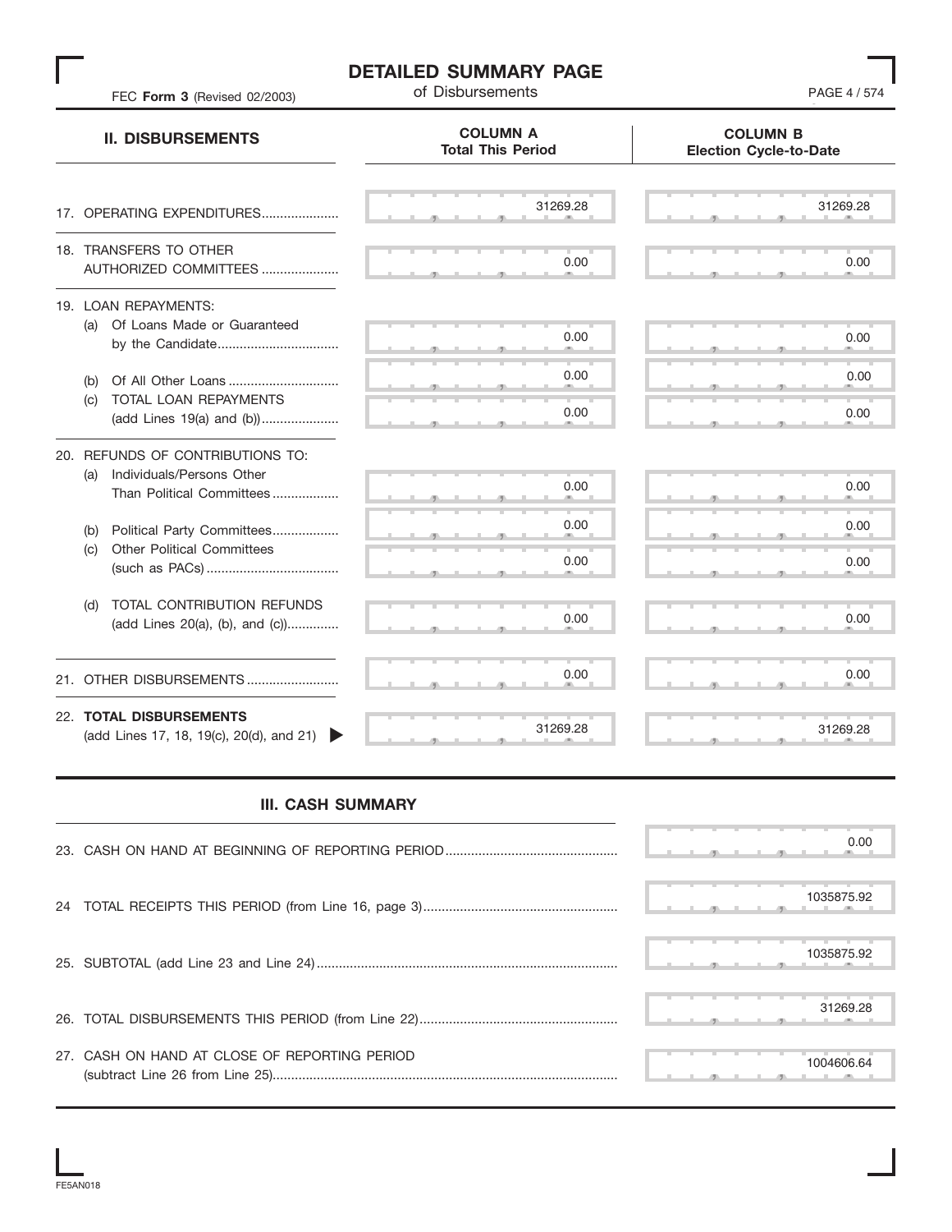# DETAILED SUMMARY PAGE

of Disbursements

FEC **Form 3** (Revised 02/2003)

| **II. DISBURSEMENTS** | **COLUMN A** Total This Period | **COLUMN B** Election Cycle-to-Date |
|---|---|---|
| 17. OPERATING EXPENDITURES | 31269.28 | 31269.28 |
| 18. TRANSFERS TO OTHER AUTHORIZED COMMITTEES | 0.00 | 0.00 |
| 19. LOAN REPAYMENTS: | | |
| (a) Of Loans Made or Guaranteed by the Candidate | 0.00 | 0.00 |
| (b) Of All Other Loans | 0.00 | 0.00 |
| (c) TOTAL LOAN REPAYMENTS (add Lines 19(a) and (b)) | 0.00 | 0.00 |
| 20. REFUNDS OF CONTRIBUTIONS TO: | | |
| (a) Individuals/Persons Other Than Political Committees | 0.00 | 0.00 |
| (b) Political Party Committees | 0.00 | 0.00 |
| (c) Other Political Committees (such as PACs) | 0.00 | 0.00 |
| (d) TOTAL CONTRIBUTION REFUNDS (add Lines 20(a), (b), and (c)) | 0.00 | 0.00 |
| 21. OTHER DISBURSEMENTS | 0.00 | 0.00 |
| 22. **TOTAL DISBURSEMENTS** (add Lines 17, 18, 19(c), 20(d), and 21) | 31269.28 | 31269.28 |

## III. CASH SUMMARY

| | |
|---|---|
| 23. CASH ON HAND AT BEGINNING OF REPORTING PERIOD | 0.00 |
| 24 TOTAL RECEIPTS THIS PERIOD (from Line 16, page 3) | 1035875.92 |
| 25. SUBTOTAL (add Line 23 and Line 24) | 1035875.92 |
| 26. TOTAL DISBURSEMENTS THIS PERIOD (from Line 22) | 31269.28 |
| 27. CASH ON HAND AT CLOSE OF REPORTING PERIOD (subtract Line 26 from Line 25) | 1004606.64 |

FE5AN018